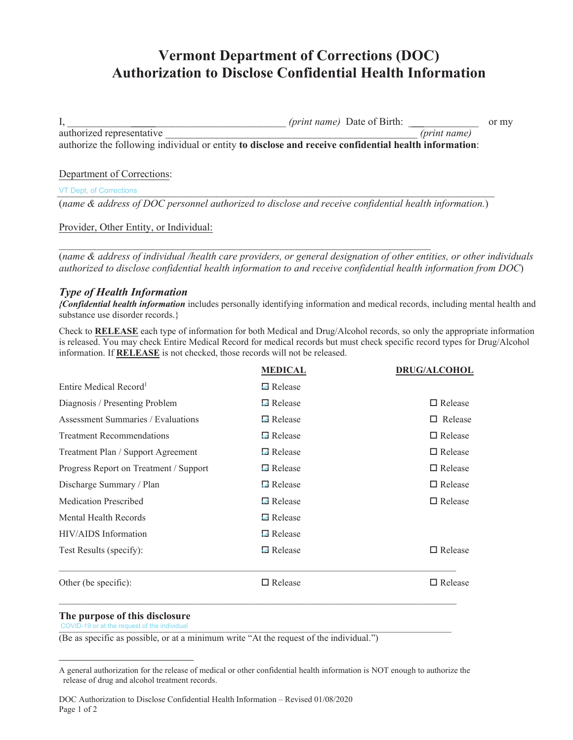# Vermont Department of Corrections (DOC)
# Authorization to Disclose Confidential Health Information

I, _________________________________________ *(print name)* Date of Birth: _____________ or my authorized representative _______________________________________________ *(print name)* authorize the following individual or entity **to disclose and receive confidential health information**:

Department of Corrections:

VT Dept. of Corrections
_______________________________________________________________________________

(*name & address of DOC personnel authorized to disclose and receive confidential health information.*)

Provider, Other Entity, or Individual:

_______________________________________________________________________________

(*name & address of individual /health care providers, or general designation of other entities, or other individuals authorized to disclose confidential health information to and receive confidential health information from DOC*)

### *Type of Health Information*

***{Confidential health information*** includes personally identifying information and medical records, including mental health and substance use disorder records.}

Check to **RELEASE** each type of information for both Medical and Drug/Alcohol records, so only the appropriate information is released. You may check Entire Medical Record for medical records but must check specific record types for Drug/Alcohol information. If **RELEASE** is not checked, those records will not be released.

| | **MEDICAL** | **DRUG/ALCOHOL** |
|---|---|---|
| Entire Medical Record[1] | ☑ Release | |
| Diagnosis / Presenting Problem | ☑ Release | ☐ Release |
| Assessment Summaries / Evaluations | ☑ Release | ☐ Release |
| Treatment Recommendations | ☑ Release | ☐ Release |
| Treatment Plan / Support Agreement | ☑ Release | ☐ Release |
| Progress Report on Treatment / Support | ☑ Release | ☐ Release |
| Discharge Summary / Plan | ☑ Release | ☐ Release |
| Medication Prescribed | ☑ Release | ☐ Release |
| Mental Health Records | ☑ Release | |
| HIV/AIDS Information | ☑ Release | |
| Test Results (specify): | ☑ Release | ☐ Release |
| Other (be specific): | ☐ Release | ☐ Release |

**The purpose of this disclosure**

COVID-19 or at the request of the individual
_______________________________________________________________________________

(Be as specific as possible, or at a minimum write "At the request of the individual.")

---

[1] A general authorization for the release of medical or other confidential health information is NOT enough to authorize the release of drug and alcohol treatment records.

DOC Authorization to Disclose Confidential Health Information – Revised 01/08/2020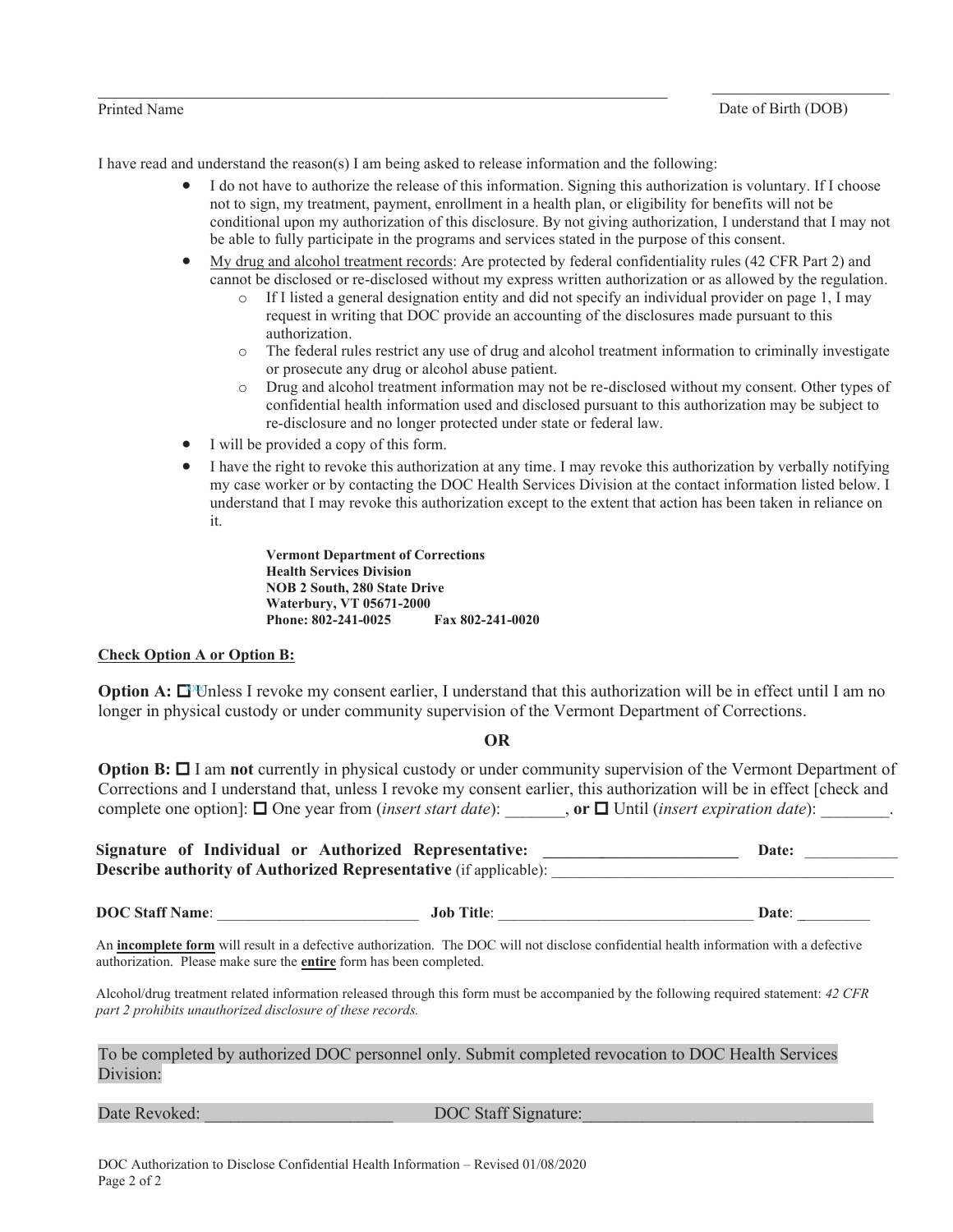\_\_\_\_\_\_\_\_\_\_\_\_\_\_\_\_\_\_\_\_\_\_\_\_\_\_\_\_\_\_\_\_\_\_\_\_\_\_\_\_\_\_\_\_\_\_\_\_ \_\_\_\_\_\_\_\_\_\_\_\_\_\_\_\_\_\_\_\_

Printed Name Date of Birth (DOB)

I have read and understand the reason(s) I am being asked to release information and the following:

- I do not have to authorize the release of this information. Signing this authorization is voluntary. If I choose not to sign, my treatment, payment, enrollment in a health plan, or eligibility for benefits will not be conditional upon my authorization of this disclosure. By not giving authorization, I understand that I may not be able to fully participate in the programs and services stated in the purpose of this consent.
- <u>My drug and alcohol treatment records</u>: Are protected by federal confidentiality rules (42 CFR Part 2) and cannot be disclosed or re-disclosed without my express written authorization or as allowed by the regulation.
  - If I listed a general designation entity and did not specify an individual provider on page 1, I may request in writing that DOC provide an accounting of the disclosures made pursuant to this authorization.
  - The federal rules restrict any use of drug and alcohol treatment information to criminally investigate or prosecute any drug or alcohol abuse patient.
  - Drug and alcohol treatment information may not be re-disclosed without my consent. Other types of confidential health information used and disclosed pursuant to this authorization may be subject to re-disclosure and no longer protected under state or federal law.
- I will be provided a copy of this form.
- I have the right to revoke this authorization at any time. I may revoke this authorization by verbally notifying my case worker or by contacting the DOC Health Services Division at the contact information listed below. I understand that I may revoke this authorization except to the extent that action has been taken in reliance on it.

**Vermont Department of Corrections**
**Health Services Division**
**NOB 2 South, 280 State Drive**
**Waterbury, VT 05671-2000**
**Phone: 802-241-0025 Fax 802-241-0020**

**<u>Check Option A or Option B:</u>**

**Option A:** ☐ Unless I revoke my consent earlier, I understand that this authorization will be in effect until I am no longer in physical custody or under community supervision of the Vermont Department of Corrections.

**OR**

**Option B:** ☐ I am **not** currently in physical custody or under community supervision of the Vermont Department of Corrections and I understand that, unless I revoke my consent earlier, this authorization will be in effect [check and complete one option]: ☐ One year from (*insert start date*): \_\_\_\_\_\_\_, **or** ☐ Until (*insert expiration date*): \_\_\_\_\_\_\_\_.

**Signature of Individual or Authorized Representative: \_\_\_\_\_\_\_\_\_\_\_\_\_\_\_\_\_\_\_\_\_\_\_\_ Date:** \_\_\_\_\_\_\_\_\_\_\_\_

**Describe authority of Authorized Representative** (if applicable): \_\_\_\_\_\_\_\_\_\_\_\_\_\_\_\_\_\_\_\_\_\_\_\_\_\_\_\_\_\_\_\_\_\_\_\_\_\_\_\_\_\_\_\_

**DOC Staff Name**: \_\_\_\_\_\_\_\_\_\_\_\_\_\_\_\_\_\_\_\_\_\_\_\_\_\_ **Job Title**: \_\_\_\_\_\_\_\_\_\_\_\_\_\_\_\_\_\_\_\_\_\_\_\_\_\_\_\_\_\_\_\_\_ **Date**: \_\_\_\_\_\_\_\_\_

An **<u>incomplete form</u>** will result in a defective authorization. The DOC will not disclose confidential health information with a defective authorization. Please make sure the **<u>entire</u>** form has been completed.

Alcohol/drug treatment related information released through this form must be accompanied by the following required statement: *42 CFR part 2 prohibits unauthorized disclosure of these records.*

To be completed by authorized DOC personnel only. Submit completed revocation to DOC Health Services Division:

Date Revoked: \_\_\_\_\_\_\_\_\_\_\_\_\_\_\_\_\_\_\_\_\_\_ DOC Staff Signature:\_\_\_\_\_\_\_\_\_\_\_\_\_\_\_\_\_\_\_\_\_\_\_\_\_\_\_\_\_\_\_\_\_\_\_\_

DOC Authorization to Disclose Confidential Health Information – Revised 01/08/2020